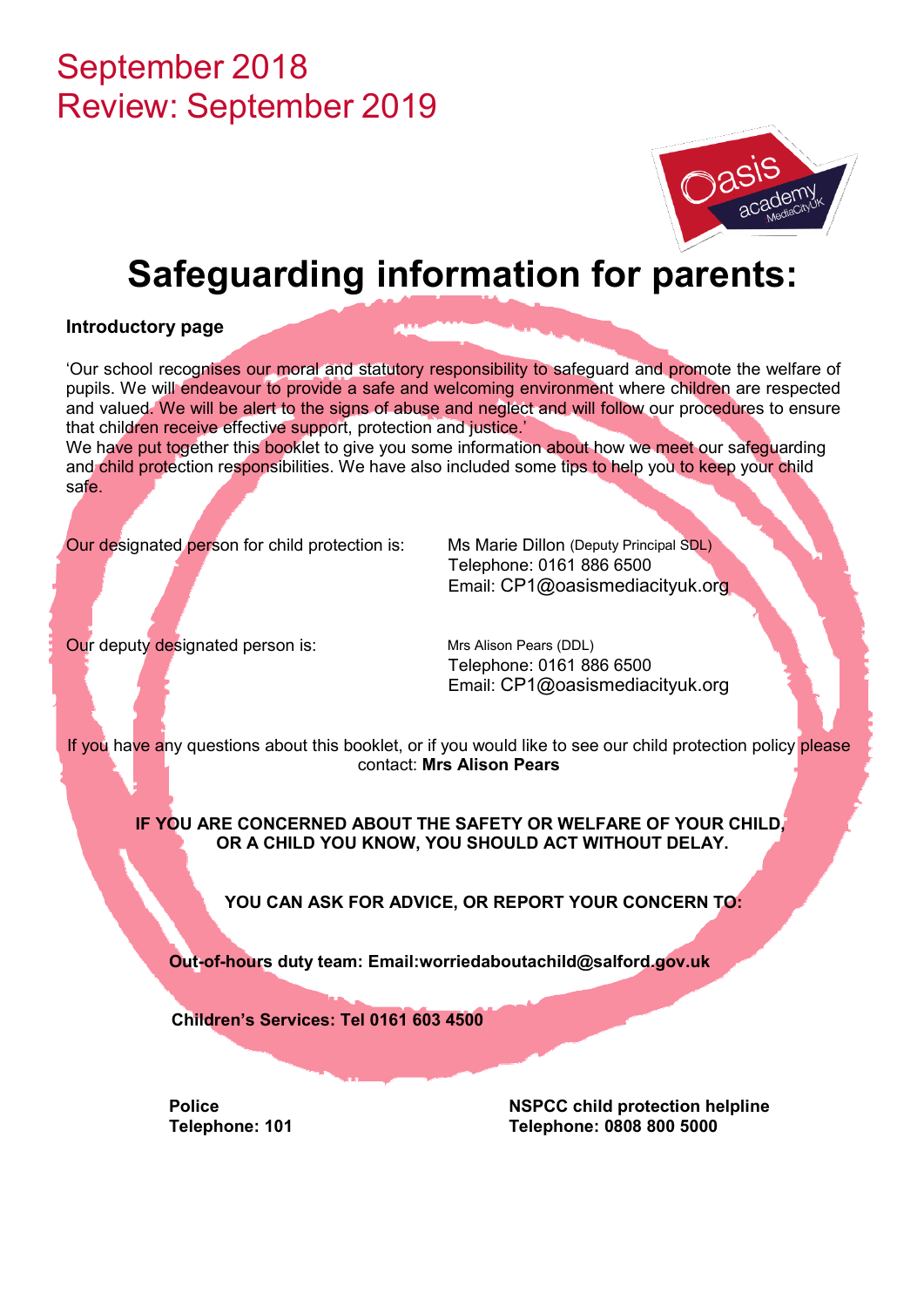September 2018
Review: September 2019

# Safeguarding information for parents:

**Introductory page**

'Our school recognises our moral and statutory responsibility to safeguard and promote the welfare of pupils. We will endeavour to provide a safe and welcoming environment where children are respected and valued. We will be alert to the signs of abuse and neglect and will follow our procedures to ensure that children receive effective support, protection and justice.'
We have put together this booklet to give you some information about how we meet our safeguarding and child protection responsibilities. We have also included some tips to help you to keep your child safe.

Our designated person for child protection is:
Ms Marie Dillon (Deputy Principal SDL)
Telephone: 0161 886 6500
Email: CP1@oasismediacityuk.org

Our deputy designated person is:
Mrs Alison Pears (DDL)
Telephone: 0161 886 6500
Email: CP1@oasismediacityuk.org

If you have any questions about this booklet, or if you would like to see our child protection policy please contact: **Mrs Alison Pears**

**IF YOU ARE CONCERNED ABOUT THE SAFETY OR WELFARE OF YOUR CHILD, OR A CHILD YOU KNOW, YOU SHOULD ACT WITHOUT DELAY.**

**YOU CAN ASK FOR ADVICE, OR REPORT YOUR CONCERN TO:**

**Out-of-hours duty team: Email:worriedaboutachild@salford.gov.uk**

**Children's Services: Tel 0161 603 4500**

**Police**
**Telephone: 101**

**NSPCC child protection helpline**
**Telephone: 0808 800 5000**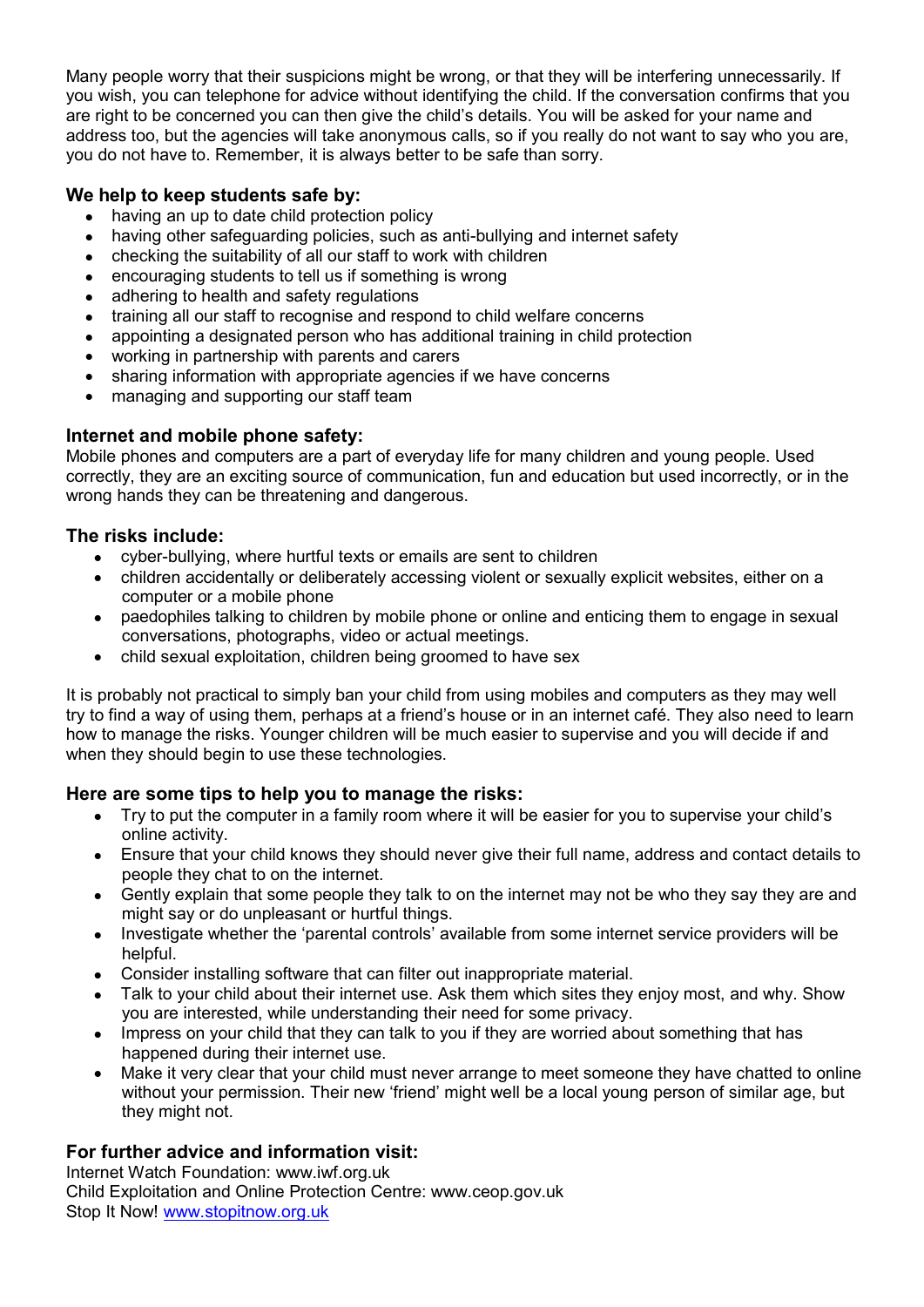Many people worry that their suspicions might be wrong, or that they will be interfering unnecessarily. If you wish, you can telephone for advice without identifying the child. If the conversation confirms that you are right to be concerned you can then give the child's details. You will be asked for your name and address too, but the agencies will take anonymous calls, so if you really do not want to say who you are, you do not have to. Remember, it is always better to be safe than sorry.

### We help to keep students safe by:

- having an up to date child protection policy
- having other safeguarding policies, such as anti-bullying and internet safety
- checking the suitability of all our staff to work with children
- encouraging students to tell us if something is wrong
- adhering to health and safety regulations
- training all our staff to recognise and respond to child welfare concerns
- appointing a designated person who has additional training in child protection
- working in partnership with parents and carers
- sharing information with appropriate agencies if we have concerns
- managing and supporting our staff team

### Internet and mobile phone safety:

Mobile phones and computers are a part of everyday life for many children and young people. Used correctly, they are an exciting source of communication, fun and education but used incorrectly, or in the wrong hands they can be threatening and dangerous.

### The risks include:

- cyber-bullying, where hurtful texts or emails are sent to children
- children accidentally or deliberately accessing violent or sexually explicit websites, either on a computer or a mobile phone
- paedophiles talking to children by mobile phone or online and enticing them to engage in sexual conversations, photographs, video or actual meetings.
- child sexual exploitation, children being groomed to have sex

It is probably not practical to simply ban your child from using mobiles and computers as they may well try to find a way of using them, perhaps at a friend's house or in an internet café. They also need to learn how to manage the risks. Younger children will be much easier to supervise and you will decide if and when they should begin to use these technologies.

### Here are some tips to help you to manage the risks:

- Try to put the computer in a family room where it will be easier for you to supervise your child's online activity.
- Ensure that your child knows they should never give their full name, address and contact details to people they chat to on the internet.
- Gently explain that some people they talk to on the internet may not be who they say they are and might say or do unpleasant or hurtful things.
- Investigate whether the 'parental controls' available from some internet service providers will be helpful.
- Consider installing software that can filter out inappropriate material.
- Talk to your child about their internet use. Ask them which sites they enjoy most, and why. Show you are interested, while understanding their need for some privacy.
- Impress on your child that they can talk to you if they are worried about something that has happened during their internet use.
- Make it very clear that your child must never arrange to meet someone they have chatted to online without your permission. Their new 'friend' might well be a local young person of similar age, but they might not.

### For further advice and information visit:

Internet Watch Foundation: www.iwf.org.uk
Child Exploitation and Online Protection Centre: www.ceop.gov.uk
Stop It Now! [www.stopitnow.org.uk](www.stopitnow.org.uk)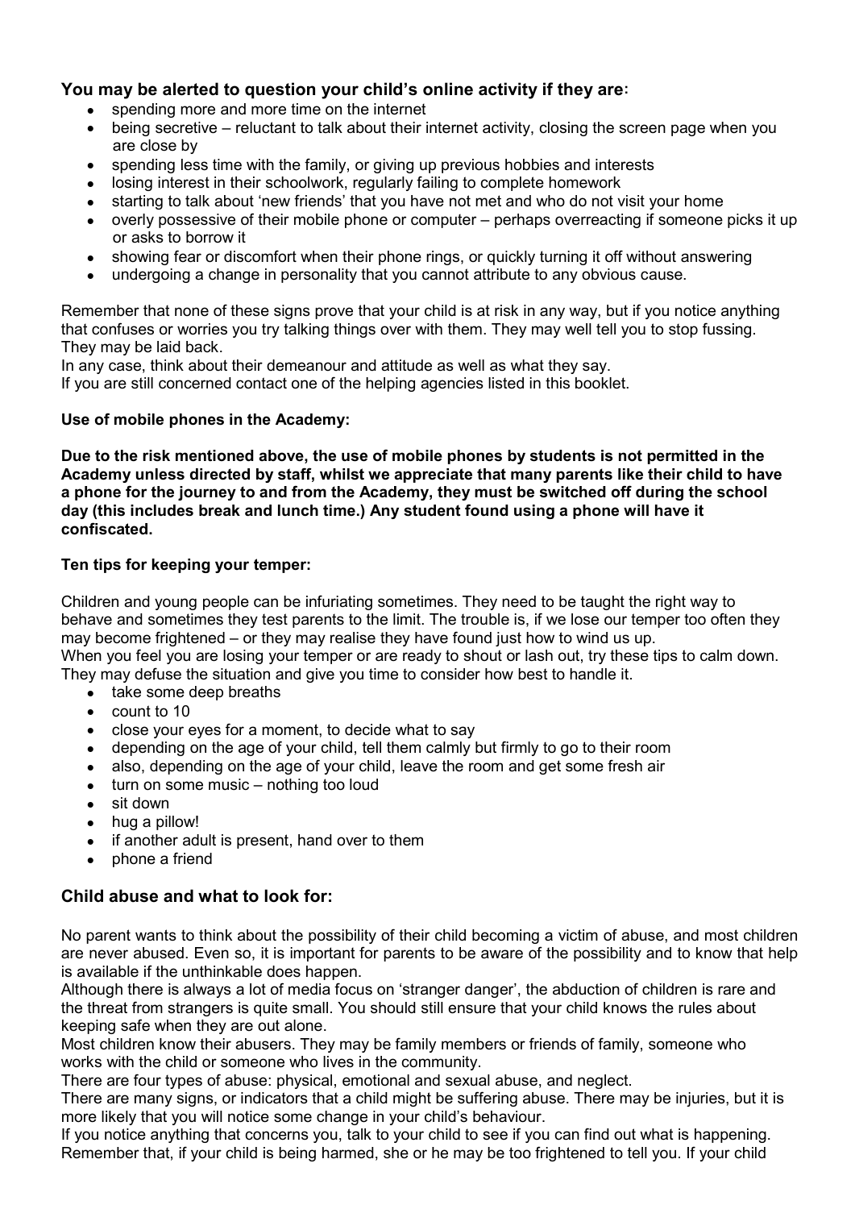## You may be alerted to question your child's online activity if they are:

- spending more and more time on the internet
- being secretive – reluctant to talk about their internet activity, closing the screen page when you are close by
- spending less time with the family, or giving up previous hobbies and interests
- losing interest in their schoolwork, regularly failing to complete homework
- starting to talk about 'new friends' that you have not met and who do not visit your home
- overly possessive of their mobile phone or computer – perhaps overreacting if someone picks it up or asks to borrow it
- showing fear or discomfort when their phone rings, or quickly turning it off without answering
- undergoing a change in personality that you cannot attribute to any obvious cause.

Remember that none of these signs prove that your child is at risk in any way, but if you notice anything that confuses or worries you try talking things over with them. They may well tell you to stop fussing. They may be laid back.
In any case, think about their demeanour and attitude as well as what they say.
If you are still concerned contact one of the helping agencies listed in this booklet.

**Use of mobile phones in the Academy:**

**Due to the risk mentioned above, the use of mobile phones by students is not permitted in the Academy unless directed by staff, whilst we appreciate that many parents like their child to have a phone for the journey to and from the Academy, they must be switched off during the school day (this includes break and lunch time.) Any student found using a phone will have it confiscated.**

**Ten tips for keeping your temper:**

Children and young people can be infuriating sometimes. They need to be taught the right way to behave and sometimes they test parents to the limit. The trouble is, if we lose our temper too often they may become frightened – or they may realise they have found just how to wind us up.
When you feel you are losing your temper or are ready to shout or lash out, try these tips to calm down. They may defuse the situation and give you time to consider how best to handle it.

- take some deep breaths
- count to 10
- close your eyes for a moment, to decide what to say
- depending on the age of your child, tell them calmly but firmly to go to their room
- also, depending on the age of your child, leave the room and get some fresh air
- turn on some music – nothing too loud
- sit down
- hug a pillow!
- if another adult is present, hand over to them
- phone a friend

## Child abuse and what to look for:

No parent wants to think about the possibility of their child becoming a victim of abuse, and most children are never abused. Even so, it is important for parents to be aware of the possibility and to know that help is available if the unthinkable does happen.
Although there is always a lot of media focus on 'stranger danger', the abduction of children is rare and the threat from strangers is quite small. You should still ensure that your child knows the rules about keeping safe when they are out alone.
Most children know their abusers. They may be family members or friends of family, someone who works with the child or someone who lives in the community.
There are four types of abuse: physical, emotional and sexual abuse, and neglect.
There are many signs, or indicators that a child might be suffering abuse. There may be injuries, but it is more likely that you will notice some change in your child's behaviour.
If you notice anything that concerns you, talk to your child to see if you can find out what is happening. Remember that, if your child is being harmed, she or he may be too frightened to tell you. If your child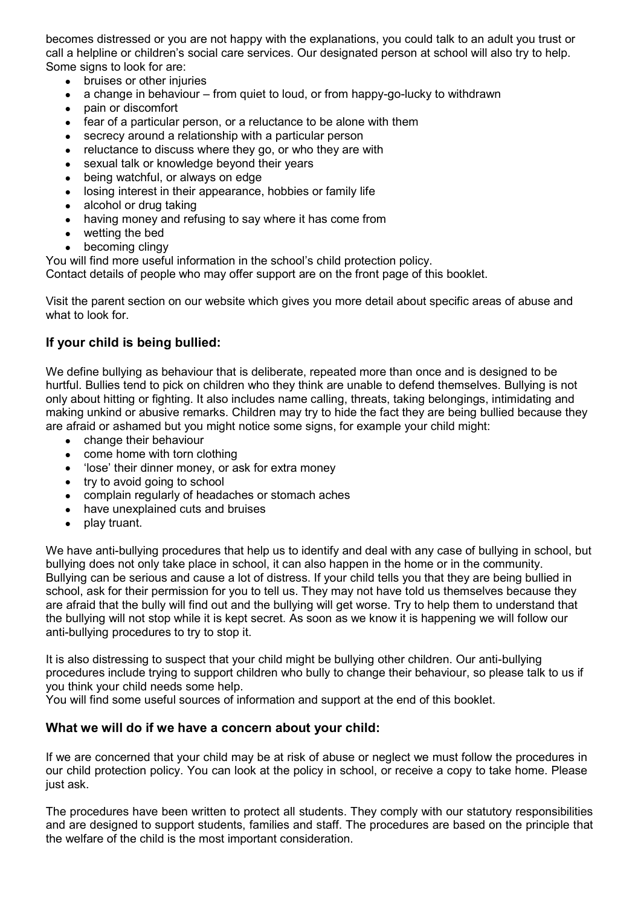becomes distressed or you are not happy with the explanations, you could talk to an adult you trust or call a helpline or children's social care services. Our designated person at school will also try to help. Some signs to look for are:

- bruises or other injuries
- a change in behaviour – from quiet to loud, or from happy-go-lucky to withdrawn
- pain or discomfort
- fear of a particular person, or a reluctance to be alone with them
- secrecy around a relationship with a particular person
- reluctance to discuss where they go, or who they are with
- sexual talk or knowledge beyond their years
- being watchful, or always on edge
- losing interest in their appearance, hobbies or family life
- alcohol or drug taking
- having money and refusing to say where it has come from
- wetting the bed
- becoming clingy

You will find more useful information in the school's child protection policy.
Contact details of people who may offer support are on the front page of this booklet.

Visit the parent section on our website which gives you more detail about specific areas of abuse and what to look for.

### If your child is being bullied:

We define bullying as behaviour that is deliberate, repeated more than once and is designed to be hurtful. Bullies tend to pick on children who they think are unable to defend themselves. Bullying is not only about hitting or fighting. It also includes name calling, threats, taking belongings, intimidating and making unkind or abusive remarks. Children may try to hide the fact they are being bullied because they are afraid or ashamed but you might notice some signs, for example your child might:

- change their behaviour
- come home with torn clothing
- 'lose' their dinner money, or ask for extra money
- try to avoid going to school
- complain regularly of headaches or stomach aches
- have unexplained cuts and bruises
- play truant.

We have anti-bullying procedures that help us to identify and deal with any case of bullying in school, but bullying does not only take place in school, it can also happen in the home or in the community. Bullying can be serious and cause a lot of distress. If your child tells you that they are being bullied in school, ask for their permission for you to tell us. They may not have told us themselves because they are afraid that the bully will find out and the bullying will get worse. Try to help them to understand that the bullying will not stop while it is kept secret. As soon as we know it is happening we will follow our anti-bullying procedures to try to stop it.

It is also distressing to suspect that your child might be bullying other children. Our anti-bullying procedures include trying to support children who bully to change their behaviour, so please talk to us if you think your child needs some help.
You will find some useful sources of information and support at the end of this booklet.

### What we will do if we have a concern about your child:

If we are concerned that your child may be at risk of abuse or neglect we must follow the procedures in our child protection policy. You can look at the policy in school, or receive a copy to take home. Please just ask.

The procedures have been written to protect all students. They comply with our statutory responsibilities and are designed to support students, families and staff. The procedures are based on the principle that the welfare of the child is the most important consideration.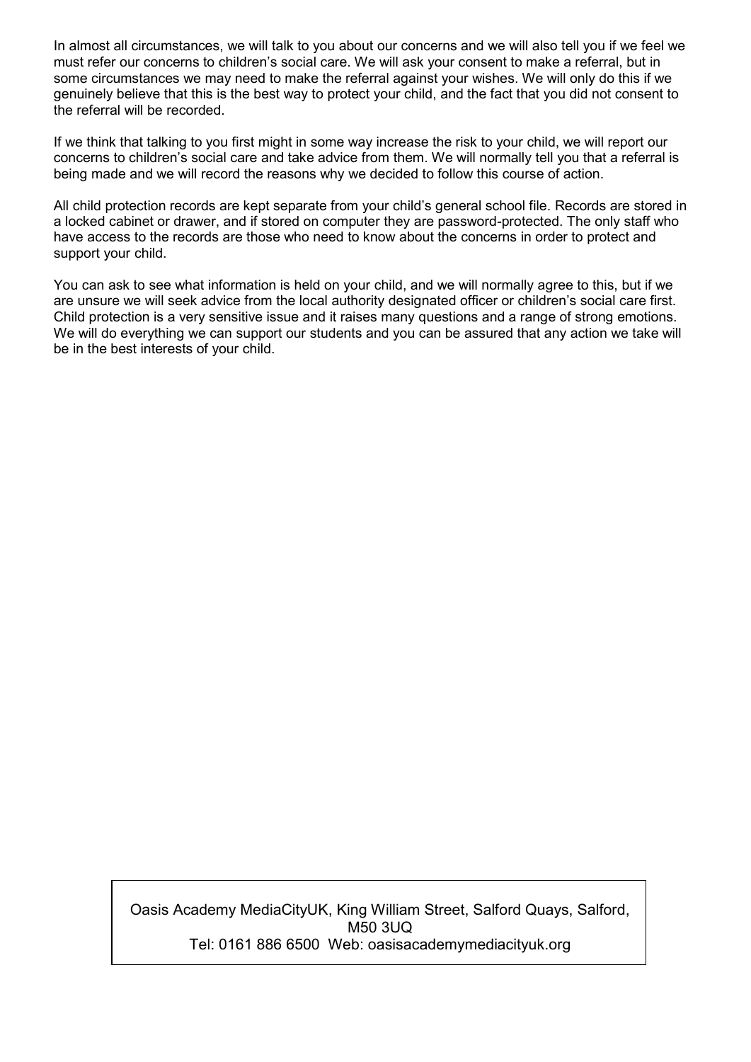In almost all circumstances, we will talk to you about our concerns and we will also tell you if we feel we must refer our concerns to children's social care. We will ask your consent to make a referral, but in some circumstances we may need to make the referral against your wishes. We will only do this if we genuinely believe that this is the best way to protect your child, and the fact that you did not consent to the referral will be recorded.

If we think that talking to you first might in some way increase the risk to your child, we will report our concerns to children's social care and take advice from them. We will normally tell you that a referral is being made and we will record the reasons why we decided to follow this course of action.

All child protection records are kept separate from your child's general school file. Records are stored in a locked cabinet or drawer, and if stored on computer they are password-protected. The only staff who have access to the records are those who need to know about the concerns in order to protect and support your child.

You can ask to see what information is held on your child, and we will normally agree to this, but if we are unsure we will seek advice from the local authority designated officer or children's social care first. Child protection is a very sensitive issue and it raises many questions and a range of strong emotions. We will do everything we can support our students and you can be assured that any action we take will be in the best interests of your child.

Oasis Academy MediaCityUK, King William Street, Salford Quays, Salford, M50 3UQ
Tel: 0161 886 6500 Web: oasisacademymediacityuk.org